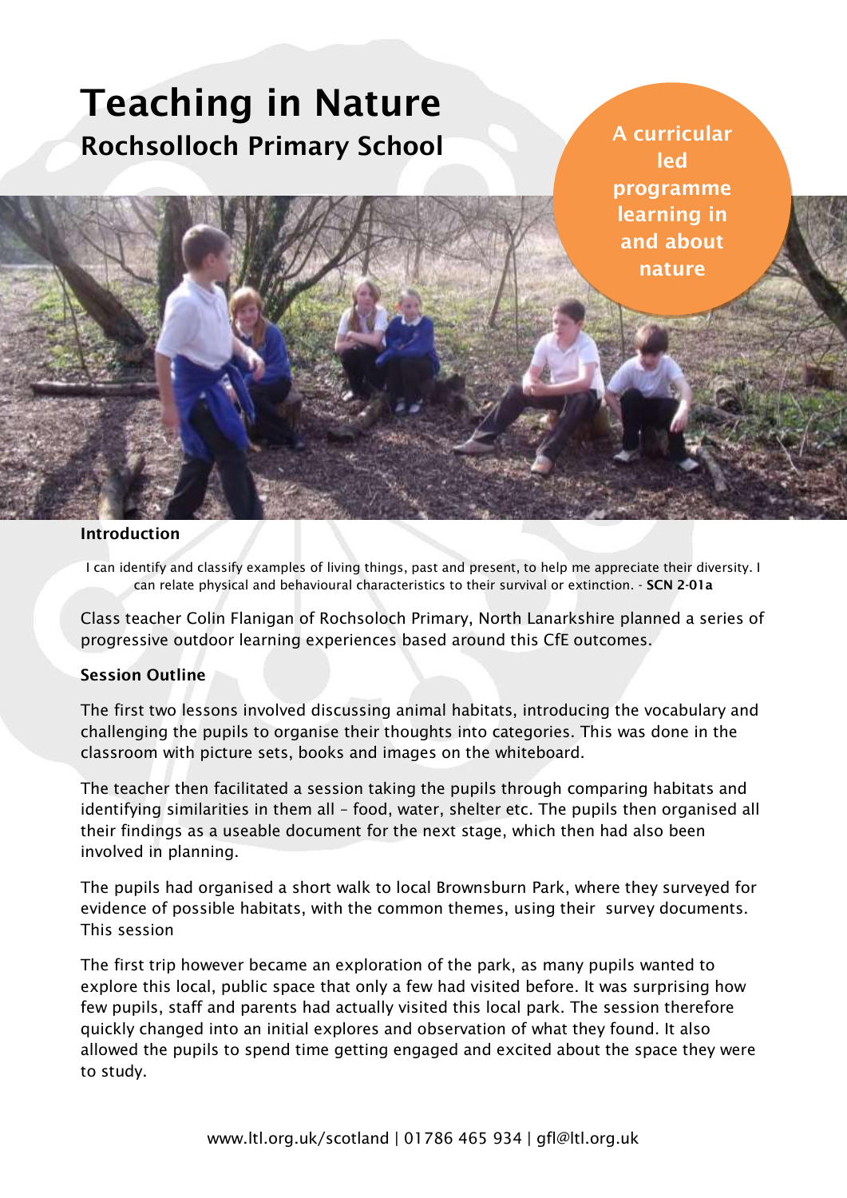# Teaching in Nature

## Rochsolloch Primary School

**A curricular led programme learning in and about nature**

**Introduction**

I can identify and classify examples of living things, past and present, to help me appreciate their diversity. I can relate physical and behavioural characteristics to their survival or extinction. - **SCN 2-01a**

Class teacher Colin Flanigan of Rochsoloch Primary, North Lanarkshire planned a series of progressive outdoor learning experiences based around this CfE outcomes.

**Session Outline**

The first two lessons involved discussing animal habitats, introducing the vocabulary and challenging the pupils to organise their thoughts into categories. This was done in the classroom with picture sets, books and images on the whiteboard.

The teacher then facilitated a session taking the pupils through comparing habitats and identifying similarities in them all – food, water, shelter etc. The pupils then organised all their findings as a useable document for the next stage, which then had also been involved in planning.

The pupils had organised a short walk to local Brownsburn Park, where they surveyed for evidence of possible habitats, with the common themes, using their survey documents. This session

The first trip however became an exploration of the park, as many pupils wanted to explore this local, public space that only a few had visited before. It was surprising how few pupils, staff and parents had actually visited this local park. The session therefore quickly changed into an initial explores and observation of what they found. It also allowed the pupils to spend time getting engaged and excited about the space they were to study.

www.ltl.org.uk/scotland | 01786 465 934 | gfl@ltl.org.uk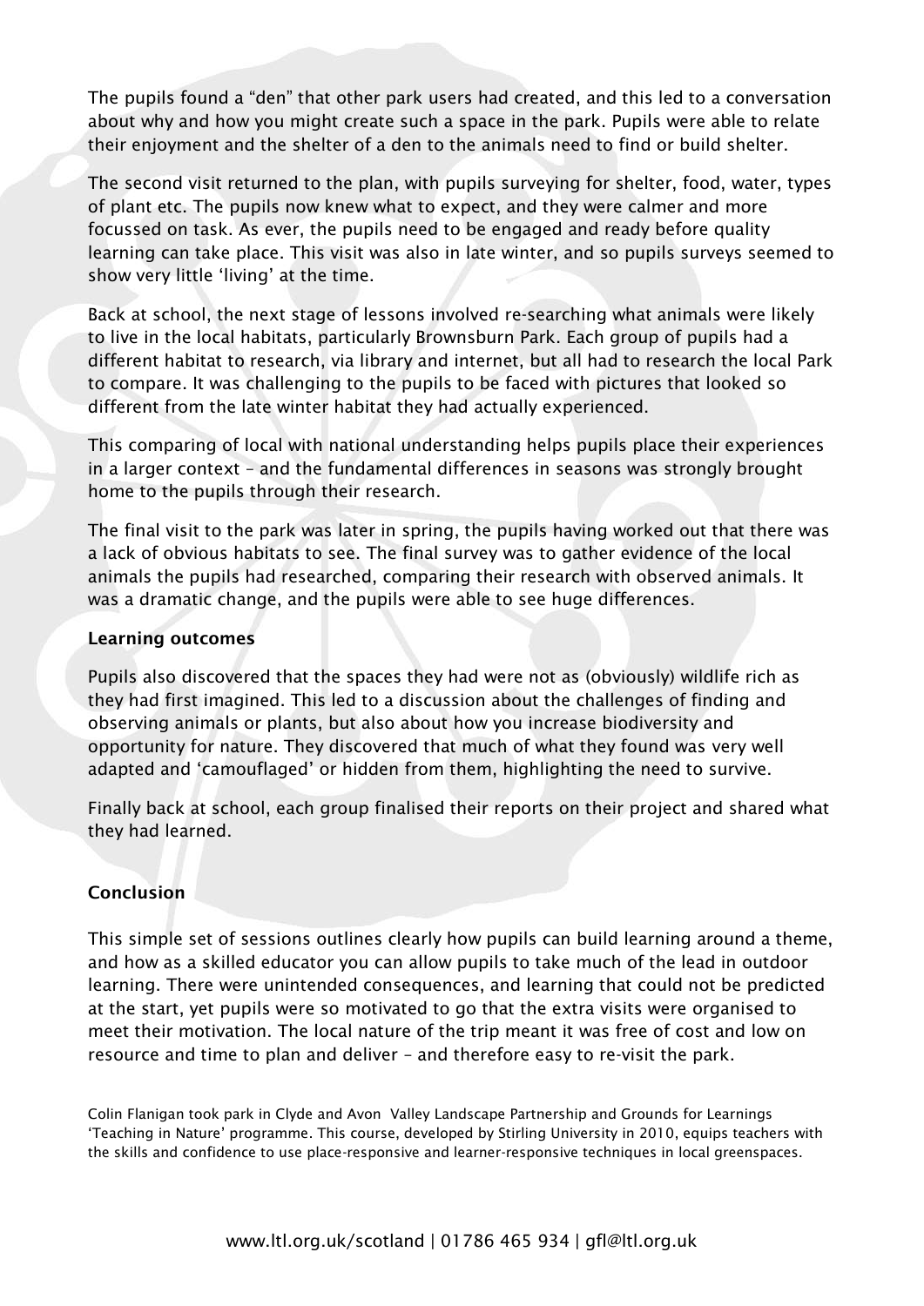The pupils found a "den" that other park users had created, and this led to a conversation about why and how you might create such a space in the park. Pupils were able to relate their enjoyment and the shelter of a den to the animals need to find or build shelter.

The second visit returned to the plan, with pupils surveying for shelter, food, water, types of plant etc. The pupils now knew what to expect, and they were calmer and more focussed on task. As ever, the pupils need to be engaged and ready before quality learning can take place. This visit was also in late winter, and so pupils surveys seemed to show very little 'living' at the time.

Back at school, the next stage of lessons involved re-searching what animals were likely to live in the local habitats, particularly Brownsburn Park. Each group of pupils had a different habitat to research, via library and internet, but all had to research the local Park to compare. It was challenging to the pupils to be faced with pictures that looked so different from the late winter habitat they had actually experienced.

This comparing of local with national understanding helps pupils place their experiences in a larger context – and the fundamental differences in seasons was strongly brought home to the pupils through their research.

The final visit to the park was later in spring, the pupils having worked out that there was a lack of obvious habitats to see. The final survey was to gather evidence of the local animals the pupils had researched, comparing their research with observed animals. It was a dramatic change, and the pupils were able to see huge differences.

**Learning outcomes**

Pupils also discovered that the spaces they had were not as (obviously) wildlife rich as they had first imagined. This led to a discussion about the challenges of finding and observing animals or plants, but also about how you increase biodiversity and opportunity for nature. They discovered that much of what they found was very well adapted and 'camouflaged' or hidden from them, highlighting the need to survive.

Finally back at school, each group finalised their reports on their project and shared what they had learned.

**Conclusion**

This simple set of sessions outlines clearly how pupils can build learning around a theme, and how as a skilled educator you can allow pupils to take much of the lead in outdoor learning. There were unintended consequences, and learning that could not be predicted at the start, yet pupils were so motivated to go that the extra visits were organised to meet their motivation. The local nature of the trip meant it was free of cost and low on resource and time to plan and deliver – and therefore easy to re-visit the park.

Colin Flanigan took park in Clyde and Avon Valley Landscape Partnership and Grounds for Learnings 'Teaching in Nature' programme. This course, developed by Stirling University in 2010, equips teachers with the skills and confidence to use place-responsive and learner-responsive techniques in local greenspaces.

www.ltl.org.uk/scotland | 01786 465 934 | gfl@ltl.org.uk